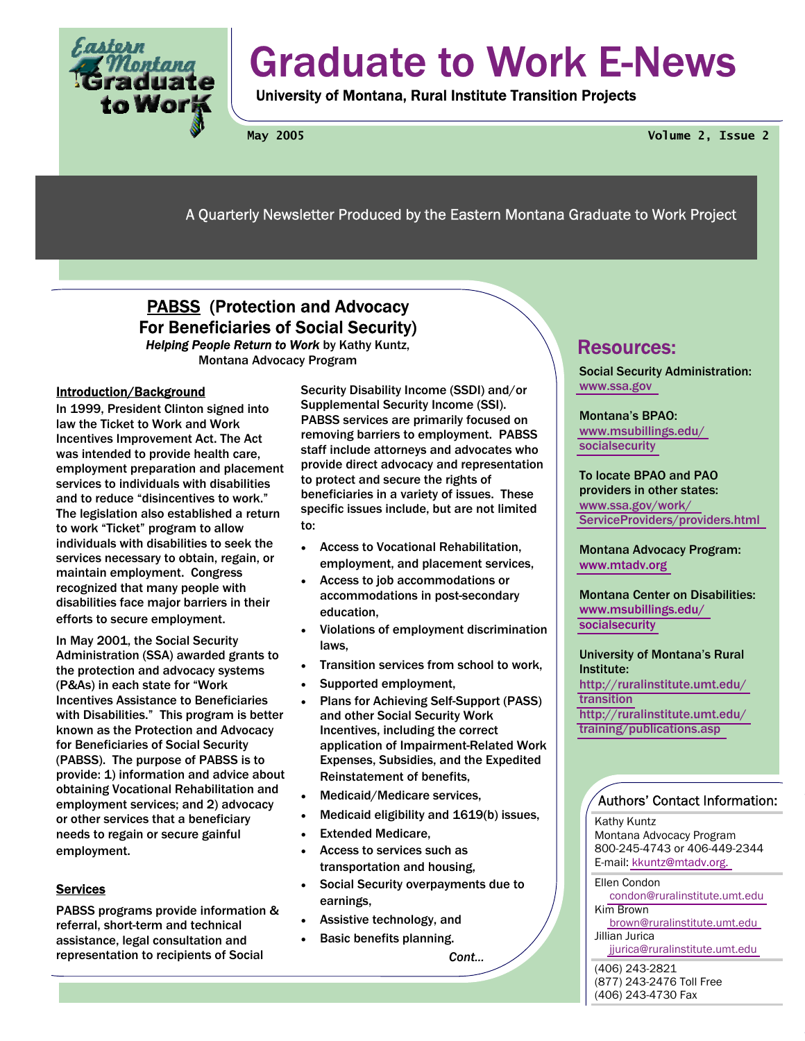# Graduate to Work E-News

**University of Montana, Rural Institute Transition Projects**

May 2005 Volume 2, Issue 2

A Quarterly Newsletter Produced by the Eastern Montana Graduate to Work Project

## PABSS (Protection and Advocacy For Beneficiaries of Social Security)

***Helping People Return to Work*** **by Kathy Kuntz, Montana Advocacy Program**

### Introduction/Background

In 1999, President Clinton signed into law the Ticket to Work and Work Incentives Improvement Act. The Act was intended to provide health care, employment preparation and placement services to individuals with disabilities and to reduce "disincentives to work." The legislation also established a return to work "Ticket" program to allow individuals with disabilities to seek the services necessary to obtain, regain, or maintain employment. Congress recognized that many people with disabilities face major barriers in their efforts to secure employment.

In May 2001, the Social Security Administration (SSA) awarded grants to the protection and advocacy systems (P&As) in each state for "Work Incentives Assistance to Beneficiaries with Disabilities." This program is better known as the Protection and Advocacy for Beneficiaries of Social Security (PABSS). The purpose of PABSS is to provide: 1) information and advice about obtaining Vocational Rehabilitation and employment services; and 2) advocacy or other services that a beneficiary needs to regain or secure gainful employment.

### Services

PABSS programs provide information & referral, short-term and technical assistance, legal consultation and representation to recipients of Social Security Disability Income (SSDI) and/or Supplemental Security Income (SSI). PABSS services are primarily focused on removing barriers to employment. PABSS staff include attorneys and advocates who provide direct advocacy and representation to protect and secure the rights of beneficiaries in a variety of issues. These specific issues include, but are not limited to:

- Access to Vocational Rehabilitation, employment, and placement services,
- Access to job accommodations or accommodations in post-secondary education,
- Violations of employment discrimination laws,
- Transition services from school to work,
- Supported employment,
- Plans for Achieving Self-Support (PASS) and other Social Security Work Incentives, including the correct application of Impairment-Related Work Expenses, Subsidies, and the Expedited Reinstatement of benefits,
- Medicaid/Medicare services,
- Medicaid eligibility and 1619(b) issues,
- Extended Medicare,
- Access to services such as transportation and housing,
- Social Security overpayments due to earnings,
- Assistive technology, and
- Basic benefits planning.

*Cont...*

## Resources:

**Social Security Administration:**
www.ssa.gov

**Montana's BPAO:**
www.msubillings.edu/socialsecurity

**To locate BPAO and PAO providers in other states:**
www.ssa.gov/work/ServiceProviders/providers.html

**Montana Advocacy Program:**
www.mtadv.org

**Montana Center on Disabilities:**
www.msubillings.edu/socialsecurity

**University of Montana's Rural Institute:**
http://ruralinstitute.umt.edu/transition
http://ruralinstitute.umt.edu/training/publications.asp

## Authors' Contact Information:

Kathy Kuntz
Montana Advocacy Program
800-245-4743 or 406-449-2344
E-mail: kkuntz@mtadv.org.

Ellen Condon
condon@ruralinstitute.umt.edu
Kim Brown
brown@ruralinstitute.umt.edu
Jillian Jurica
jjurica@ruralinstitute.umt.edu

(406) 243-2821
(877) 243-2476 Toll Free
(406) 243-4730 Fax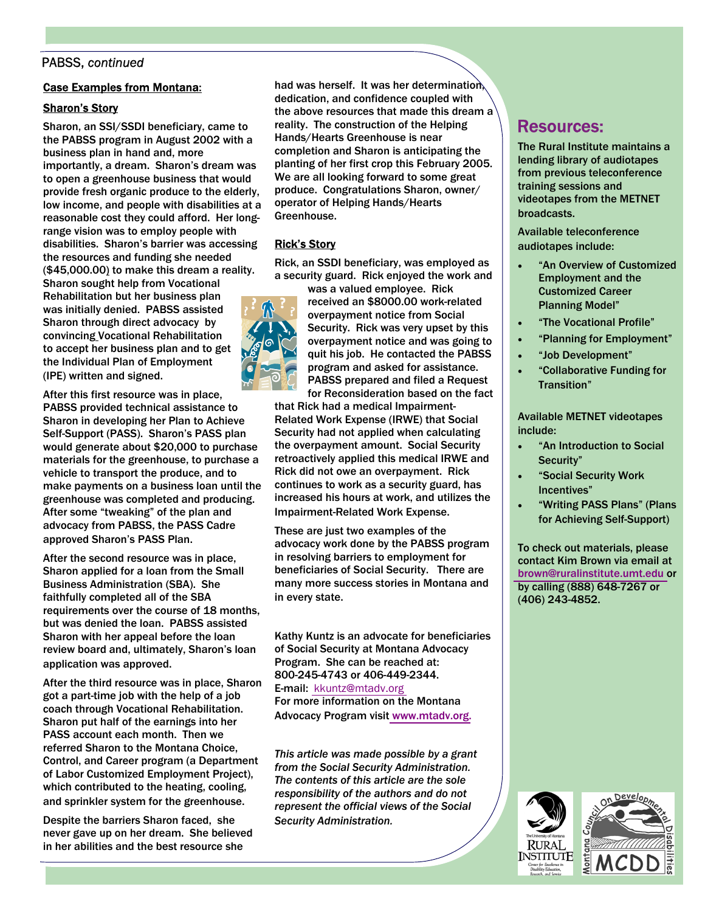PABSS, *continued*

**Case Examples from Montana:**

**Sharon's Story**

Sharon, an SSI/SSDI beneficiary, came to the PABSS program in August 2002 with a business plan in hand and, more importantly, a dream. Sharon's dream was to open a greenhouse business that would provide fresh organic produce to the elderly, low income, and people with disabilities at a reasonable cost they could afford. Her long-range vision was to employ people with disabilities. Sharon's barrier was accessing the resources and funding she needed ($45,000.00) to make this dream a reality. Sharon sought help from Vocational Rehabilitation but her business plan was initially denied. PABSS assisted Sharon through direct advocacy by convincing Vocational Rehabilitation to accept her business plan and to get the Individual Plan of Employment (IPE) written and signed.

After this first resource was in place, PABSS provided technical assistance to Sharon in developing her Plan to Achieve Self-Support (PASS). Sharon's PASS plan would generate about $20,000 to purchase materials for the greenhouse, to purchase a vehicle to transport the produce, and to make payments on a business loan until the greenhouse was completed and producing. After some "tweaking" of the plan and advocacy from PABSS, the PASS Cadre approved Sharon's PASS Plan.

After the second resource was in place, Sharon applied for a loan from the Small Business Administration (SBA). She faithfully completed all of the SBA requirements over the course of 18 months, but was denied the loan. PABSS assisted Sharon with her appeal before the loan review board and, ultimately, Sharon's loan application was approved.

After the third resource was in place, Sharon got a part-time job with the help of a job coach through Vocational Rehabilitation. Sharon put half of the earnings into her PASS account each month. Then we referred Sharon to the Montana Choice, Control, and Career program (a Department of Labor Customized Employment Project), which contributed to the heating, cooling, and sprinkler system for the greenhouse.

Despite the barriers Sharon faced, she never gave up on her dream. She believed in her abilities and the best resource she had was herself. It was her determination, dedication, and confidence coupled with the above resources that made this dream a reality. The construction of the Helping Hands/Hearts Greenhouse is near completion and Sharon is anticipating the planting of her first crop this February 2005. We are all looking forward to some great produce. Congratulations Sharon, owner/ operator of Helping Hands/Hearts Greenhouse.

**Rick's Story**

Rick, an SSDI beneficiary, was employed as a security guard. Rick enjoyed the work and was a valued employee. Rick received an $8000.00 work-related overpayment notice from Social Security. Rick was very upset by this overpayment notice and was going to quit his job. He contacted the PABSS program and asked for assistance. PABSS prepared and filed a Request for Reconsideration based on the fact that Rick had a medical Impairment-Related Work Expense (IRWE) that Social Security had not applied when calculating the overpayment amount. Social Security retroactively applied this medical IRWE and Rick did not owe an overpayment. Rick continues to work as a security guard, has increased his hours at work, and utilizes the Impairment-Related Work Expense.

These are just two examples of the advocacy work done by the PABSS program in resolving barriers to employment for beneficiaries of Social Security. There are many more success stories in Montana and in every state.

Kathy Kuntz is an advocate for beneficiaries of Social Security at Montana Advocacy Program. She can be reached at: 800-245-4743 or 406-449-2344.
E-mail: kkuntz@mtadv.org
For more information on the Montana Advocacy Program visit www.mtadv.org.

*This article was made possible by a grant from the Social Security Administration. The contents of this article are the sole responsibility of the authors and do not represent the official views of the Social Security Administration.*

## Resources:

The Rural Institute maintains a lending library of audiotapes from previous teleconference training sessions and videotapes from the METNET broadcasts.

Available teleconference audiotapes include:

- "An Overview of Customized Employment and the Customized Career Planning Model"
- "The Vocational Profile"
- "Planning for Employment"
- "Job Development"
- "Collaborative Funding for Transition"

Available METNET videotapes include:

- "An Introduction to Social Security"
- "Social Security Work Incentives"
- "Writing PASS Plans" (Plans for Achieving Self-Support)

To check out materials, please contact Kim Brown via email at brown@ruralinstitute.umt.edu or by calling (888) 648-7267 or (406) 243-4852.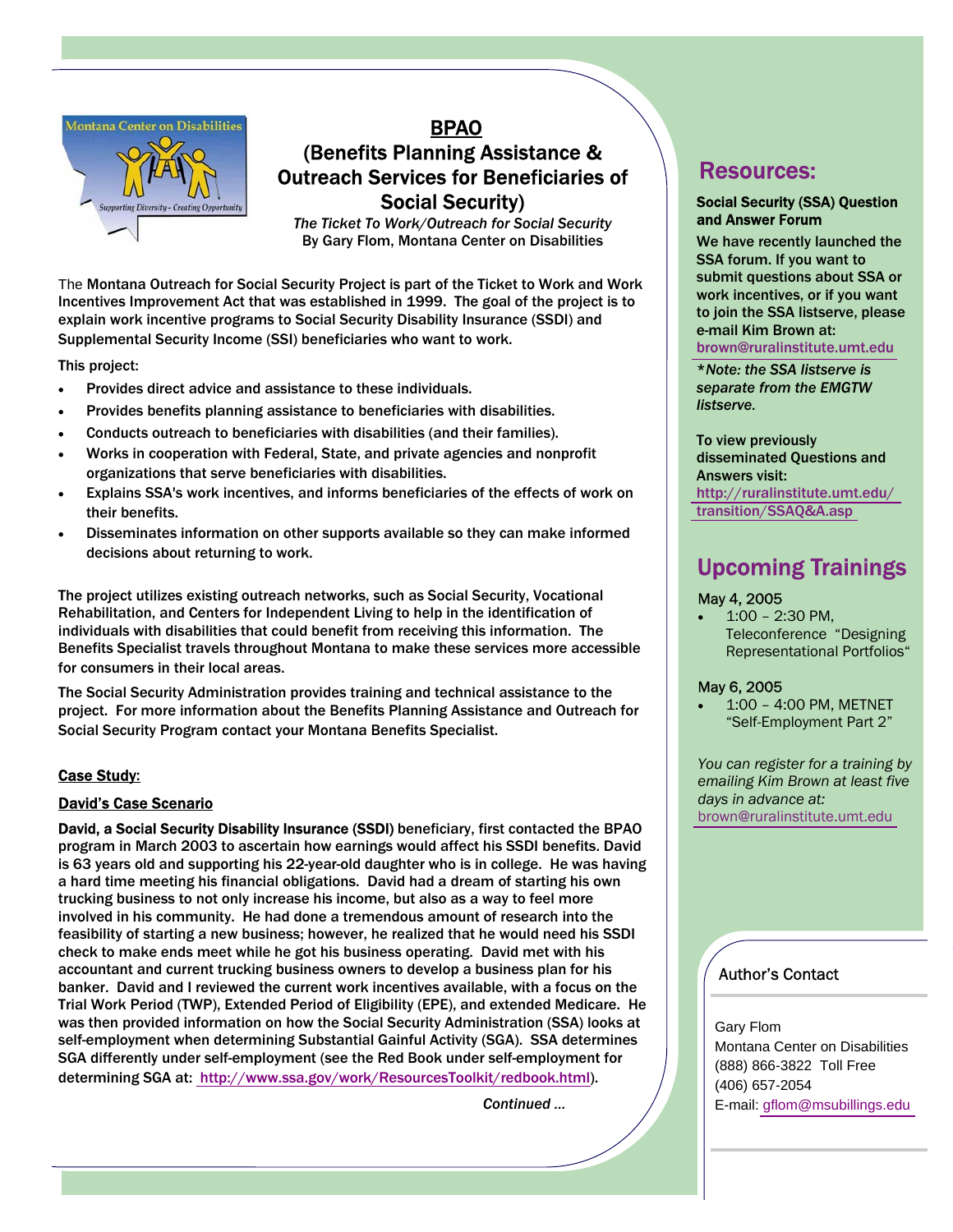# BPAO

## (Benefits Planning Assistance & Outreach Services for Beneficiaries of Social Security)

*The Ticket To Work/Outreach for Social Security*
By Gary Flom, Montana Center on Disabilities

The **Montana Outreach for Social Security Project is part of the Ticket to Work and Work Incentives Improvement Act that was established in 1999. The goal of the project is to explain work incentive programs to Social Security Disability Insurance (SSDI) and Supplemental Security Income (SSI) beneficiaries who want to work.**

This project:

- Provides direct advice and assistance to these individuals.
- Provides benefits planning assistance to beneficiaries with disabilities.
- Conducts outreach to beneficiaries with disabilities (and their families).
- Works in cooperation with Federal, State, and private agencies and nonprofit organizations that serve beneficiaries with disabilities.
- Explains SSA's work incentives, and informs beneficiaries of the effects of work on their benefits.
- Disseminates information on other supports available so they can make informed decisions about returning to work.

**The project utilizes existing outreach networks, such as Social Security, Vocational Rehabilitation, and Centers for Independent Living to help in the identification of individuals with disabilities that could benefit from receiving this information. The Benefits Specialist travels throughout Montana to make these services more accessible for consumers in their local areas.**

**The Social Security Administration provides training and technical assistance to the project. For more information about the Benefits Planning Assistance and Outreach for Social Security Program contact your Montana Benefits Specialist.**

**Case Study:**

**David's Case Scenario**

**David, a Social Security Disability Insurance (SSDI) beneficiary, first contacted the BPAO program in March 2003 to ascertain how earnings would affect his SSDI benefits. David is 63 years old and supporting his 22-year-old daughter who is in college. He was having a hard time meeting his financial obligations. David had a dream of starting his own trucking business to not only increase his income, but also as a way to feel more involved in his community. He had done a tremendous amount of research into the feasibility of starting a new business; however, he realized that he would need his SSDI check to make ends meet while he got his business operating. David met with his accountant and current trucking business owners to develop a business plan for his banker. David and I reviewed the current work incentives available, with a focus on the Trial Work Period (TWP), Extended Period of Eligibility (EPE), and extended Medicare. He was then provided information on how the Social Security Administration (SSA) looks at self-employment when determining Substantial Gainful Activity (SGA). SSA determines SGA differently under self-employment (see the Red Book under self-employment for determining SGA at: http://www.ssa.gov/work/ResourcesToolkit/redbook.html).**

*Continued …*

## Resources:

**Social Security (SSA) Question and Answer Forum**

**We have recently launched the SSA forum. If you want to submit questions about SSA or work incentives, or if you want to join the SSA listserve, please e-mail Kim Brown at: brown@ruralinstitute.umt.edu**

***Note: the SSA listserve is separate from the EMGTW listserve.***

**To view previously disseminated Questions and Answers visit: http://ruralinstitute.umt.edu/transition/SSAQ&A.asp**

## Upcoming Trainings

May 4, 2005

- 1:00 – 2:30 PM, Teleconference "Designing Representational Portfolios"

May 6, 2005

- 1:00 – 4:00 PM, METNET "Self-Employment Part 2"

*You can register for a training by emailing Kim Brown at least five days in advance at:* brown@ruralinstitute.umt.edu

### Author's Contact

Gary Flom
Montana Center on Disabilities
(888) 866-3822 Toll Free
(406) 657-2054
E-mail: gflom@msubillings.edu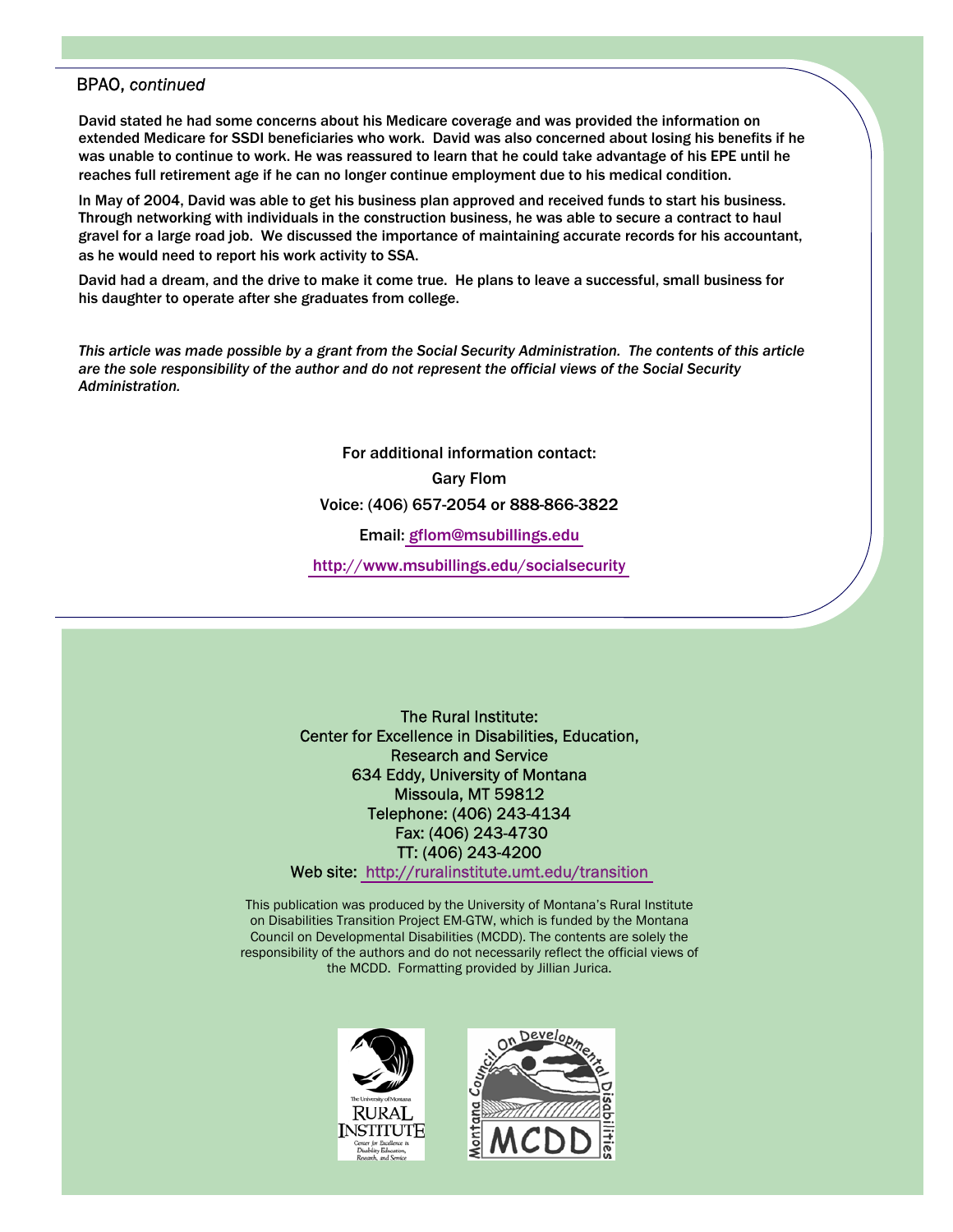BPAO, *continued*

David stated he had some concerns about his Medicare coverage and was provided the information on extended Medicare for SSDI beneficiaries who work. David was also concerned about losing his benefits if he was unable to continue to work. He was reassured to learn that he could take advantage of his EPE until he reaches full retirement age if he can no longer continue employment due to his medical condition.

In May of 2004, David was able to get his business plan approved and received funds to start his business. Through networking with individuals in the construction business, he was able to secure a contract to haul gravel for a large road job. We discussed the importance of maintaining accurate records for his accountant, as he would need to report his work activity to SSA.

David had a dream, and the drive to make it come true. He plans to leave a successful, small business for his daughter to operate after she graduates from college.

*This article was made possible by a grant from the Social Security Administration. The contents of this article are the sole responsibility of the author and do not represent the official views of the Social Security Administration.*

For additional information contact:

Gary Flom

Voice: (406) 657-2054 or 888-866-3822

Email: gflom@msubillings.edu

http://www.msubillings.edu/socialsecurity

The Rural Institute:
Center for Excellence in Disabilities, Education,
Research and Service
634 Eddy, University of Montana
Missoula, MT 59812
Telephone: (406) 243-4134
Fax: (406) 243-4730
TT: (406) 243-4200
Web site: http://ruralinstitute.umt.edu/transition

This publication was produced by the University of Montana's Rural Institute on Disabilities Transition Project EM-GTW, which is funded by the Montana Council on Developmental Disabilities (MCDD). The contents are solely the responsibility of the authors and do not necessarily reflect the official views of the MCDD. Formatting provided by Jillian Jurica.